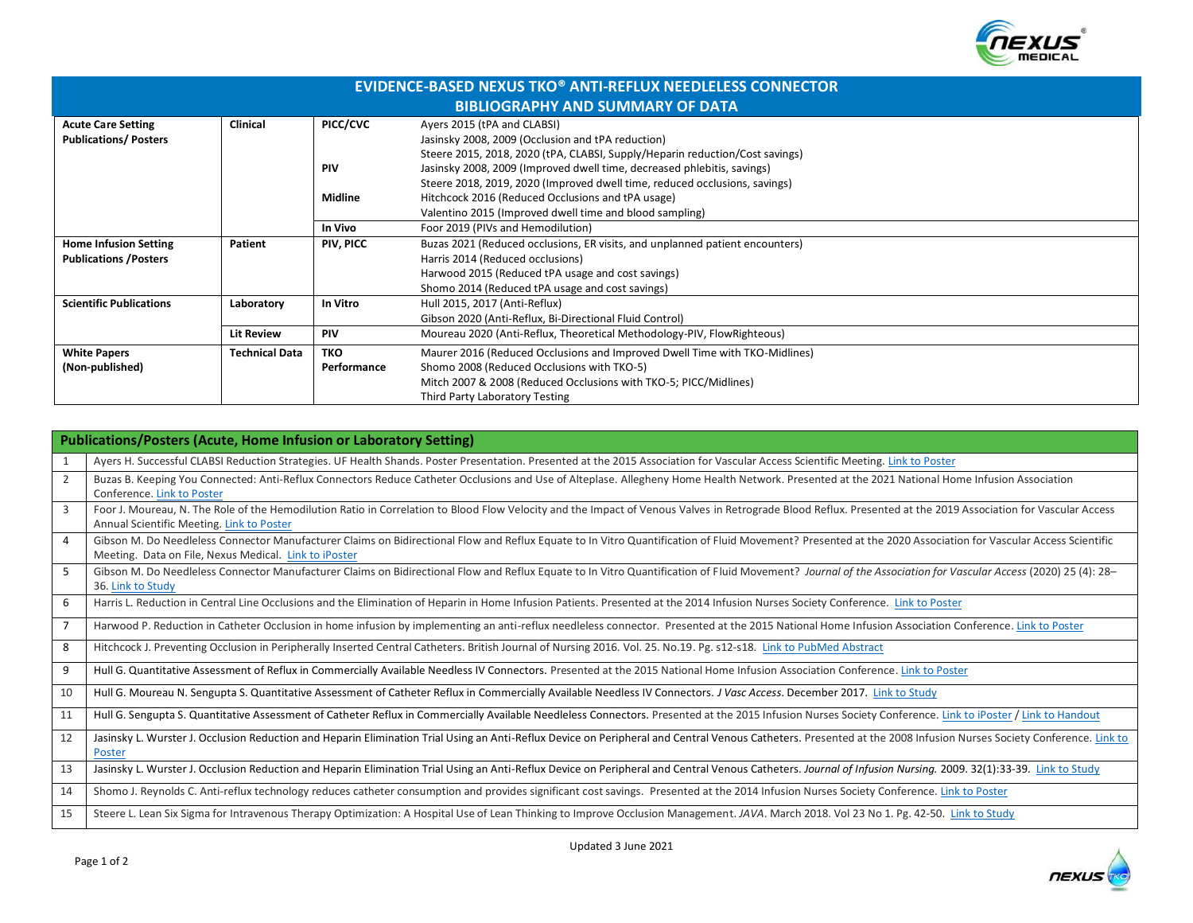# EVIDENCE-BASED NEXUS TKO® ANTI-REFLUX NEEDLELESS CONNECTOR
## BIBLIOGRAPHY AND SUMMARY OF DATA

| | | | |
|---|---|---|---|
| **Acute Care Setting Publications/ Posters** | **Clinical** | **PICC/CVC** | Ayers 2015 (tPA and CLABSI)<br>Jasinsky 2008, 2009 (Occlusion and tPA reduction)<br>Steere 2015, 2018, 2020 (tPA, CLABSI, Supply/Heparin reduction/Cost savings) |
| | | **PIV** | Jasinsky 2008, 2009 (Improved dwell time, decreased phlebitis, savings)<br>Steere 2018, 2019, 2020 (Improved dwell time, reduced occlusions, savings) |
| | | **Midline** | Hitchcock 2016 (Reduced Occlusions and tPA usage)<br>Valentino 2015 (Improved dwell time and blood sampling) |
| | | **In Vivo** | Foor 2019 (PIVs and Hemodilution) |
| **Home Infusion Setting Publications /Posters** | **Patient** | **PIV, PICC** | Buzas 2021 (Reduced occlusions, ER visits, and unplanned patient encounters)<br>Harris 2014 (Reduced occlusions)<br>Harwood 2015 (Reduced tPA usage and cost savings)<br>Shomo 2014 (Reduced tPA usage and cost savings) |
| **Scientific Publications** | **Laboratory** | **In Vitro** | Hull 2015, 2017 (Anti-Reflux)<br>Gibson 2020 (Anti-Reflux, Bi-Directional Fluid Control) |
| | **Lit Review** | **PIV** | Moureau 2020 (Anti-Reflux, Theoretical Methodology-PIV, FlowRighteous) |
| **White Papers (Non-published)** | **Technical Data** | **TKO Performance** | Maurer 2016 (Reduced Occlusions and Improved Dwell Time with TKO-Midlines)<br>Shomo 2008 (Reduced Occlusions with TKO-5)<br>Mitch 2007 & 2008 (Reduced Occlusions with TKO-5; PICC/Midlines)<br>Third Party Laboratory Testing |

| | Publications/Posters (Acute, Home Infusion or Laboratory Setting) |
|---|---|
| 1 | Ayers H. Successful CLABSI Reduction Strategies. UF Health Shands. Poster Presentation. Presented at the 2015 Association for Vascular Access Scientific Meeting. Link to Poster |
| 2 | Buzas B. Keeping You Connected: Anti-Reflux Connectors Reduce Catheter Occlusions and Use of Alteplase. Allegheny Home Health Network. Presented at the 2021 National Home Infusion Association Conference. Link to Poster |
| 3 | Foor J. Moureau, N. The Role of the Hemodilution Ratio in Correlation to Blood Flow Velocity and the Impact of Venous Valves in Retrograde Blood Reflux. Presented at the 2019 Association for Vascular Access Annual Scientific Meeting. Link to Poster |
| 4 | Gibson M. Do Needleless Connector Manufacturer Claims on Bidirectional Flow and Reflux Equate to In Vitro Quantification of Fluid Movement? Presented at the 2020 Association for Vascular Access Scientific Meeting. Data on File, Nexus Medical. Link to iPoster |
| 5 | Gibson M. Do Needleless Connector Manufacturer Claims on Bidirectional Flow and Reflux Equate to In Vitro Quantification of Fluid Movement? *Journal of the Association for Vascular Access* (2020) 25 (4): 28–36. Link to Study |
| 6 | Harris L. Reduction in Central Line Occlusions and the Elimination of Heparin in Home Infusion Patients. Presented at the 2014 Infusion Nurses Society Conference. Link to Poster |
| 7 | Harwood P. Reduction in Catheter Occlusion in home infusion by implementing an anti-reflux needleless connector. Presented at the 2015 National Home Infusion Association Conference. Link to Poster |
| 8 | Hitchcock J. Preventing Occlusion in Peripherally Inserted Central Catheters. British Journal of Nursing 2016. Vol. 25. No.19. Pg. s12-s18. Link to PubMed Abstract |
| 9 | Hull G. Quantitative Assessment of Reflux in Commercially Available Needless IV Connectors. Presented at the 2015 National Home Infusion Association Conference. Link to Poster |
| 10 | Hull G. Moureau N. Sengupta S. Quantitative Assessment of Catheter Reflux in Commercially Available Needless IV Connectors. *J Vasc Access*. December 2017. Link to Study |
| 11 | Hull G. Sengupta S. Quantitative Assessment of Catheter Reflux in Commercially Available Needleless Connectors. Presented at the 2015 Infusion Nurses Society Conference. Link to iPoster / Link to Handout |
| 12 | Jasinsky L. Wurster J. Occlusion Reduction and Heparin Elimination Trial Using an Anti-Reflux Device on Peripheral and Central Venous Catheters. Presented at the 2008 Infusion Nurses Society Conference. Link to Poster |
| 13 | Jasinsky L. Wurster J. Occlusion Reduction and Heparin Elimination Trial Using an Anti-Reflux Device on Peripheral and Central Venous Catheters. *Journal of Infusion Nursing.* 2009. 32(1):33-39. Link to Study |
| 14 | Shomo J. Reynolds C. Anti-reflux technology reduces catheter consumption and provides significant cost savings. Presented at the 2014 Infusion Nurses Society Conference. Link to Poster |
| 15 | Steere L. Lean Six Sigma for Intravenous Therapy Optimization: A Hospital Use of Lean Thinking to Improve Occlusion Management. *JAVA*. March 2018. Vol 23 No 1. Pg. 42-50. Link to Study |

Updated 3 June 2021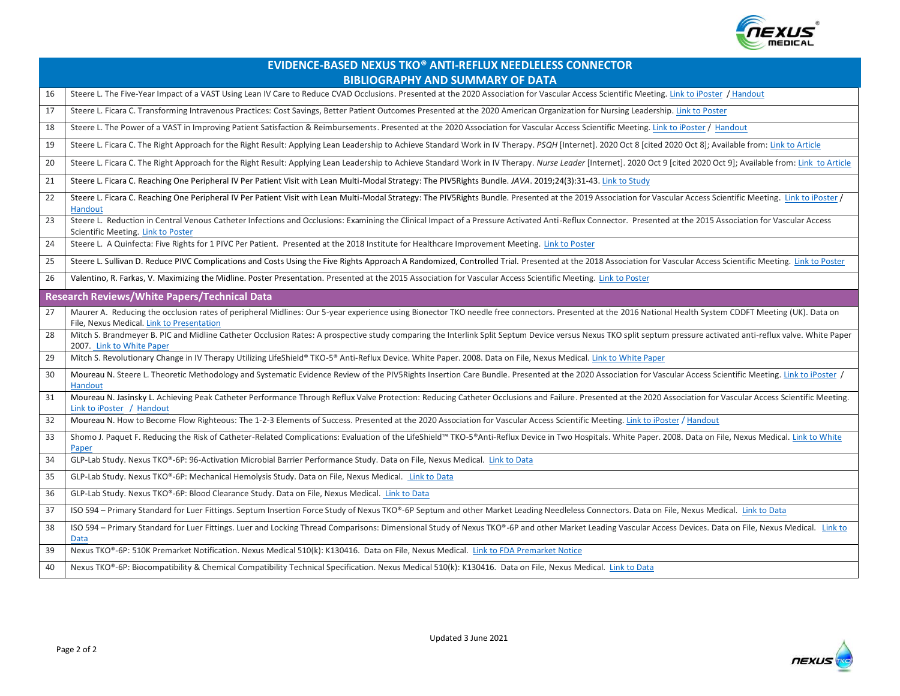# EVIDENCE-BASED NEXUS TKO® ANTI-REFLUX NEEDLELESS CONNECTOR BIBLIOGRAPHY AND SUMMARY OF DATA

| | |
|---|---|
| 16 | Steere L. The Five-Year Impact of a VAST Using Lean IV Care to Reduce CVAD Occlusions. Presented at the 2020 Association for Vascular Access Scientific Meeting. Link to iPoster / Handout |
| 17 | Steere L. Ficara C. Transforming Intravenous Practices: Cost Savings, Better Patient Outcomes Presented at the 2020 American Organization for Nursing Leadership. Link to Poster |
| 18 | Steere L. The Power of a VAST in Improving Patient Satisfaction & Reimbursements. Presented at the 2020 Association for Vascular Access Scientific Meeting. Link to iPoster / Handout |
| 19 | Steere L. Ficara C. The Right Approach for the Right Result: Applying Lean Leadership to Achieve Standard Work in IV Therapy. *PSQH* [Internet]. 2020 Oct 8 [cited 2020 Oct 8]; Available from: Link to Article |
| 20 | Steere L. Ficara C. The Right Approach for the Right Result: Applying Lean Leadership to Achieve Standard Work in IV Therapy. *Nurse Leader* [Internet]. 2020 Oct 9 [cited 2020 Oct 9]; Available from: Link to Article |
| 21 | Steere L. Ficara C. Reaching One Peripheral IV Per Patient Visit with Lean Multi-Modal Strategy: The PIV5Rights Bundle. *JAVA*. 2019;24(3):31-43. Link to Study |
| 22 | Steere L. Ficara C. Reaching One Peripheral IV Per Patient Visit with Lean Multi-Modal Strategy: The PIV5Rights Bundle. Presented at the 2019 Association for Vascular Access Scientific Meeting. Link to iPoster / Handout |
| 23 | Steere L. Reduction in Central Venous Catheter Infections and Occlusions: Examining the Clinical Impact of a Pressure Activated Anti-Reflux Connector. Presented at the 2015 Association for Vascular Access Scientific Meeting. Link to Poster |
| 24 | Steere L. A Quinfecta: Five Rights for 1 PIVC Per Patient. Presented at the 2018 Institute for Healthcare Improvement Meeting. Link to Poster |
| 25 | Steere L. Sullivan D. Reduce PIVC Complications and Costs Using the Five Rights Approach A Randomized, Controlled Trial. Presented at the 2018 Association for Vascular Access Scientific Meeting. Link to Poster |
| 26 | Valentino, R. Farkas, V. Maximizing the Midline. Poster Presentation. Presented at the 2015 Association for Vascular Access Scientific Meeting. Link to Poster |
| **Research Reviews/White Papers/Technical Data** | |
| 27 | Maurer A. Reducing the occlusion rates of peripheral Midlines: Our 5-year experience using Bionector TKO needle free connectors. Presented at the 2016 National Health System CDDFT Meeting (UK). Data on File, Nexus Medical. Link to Presentation |
| 28 | Mitch S. Brandmeyer B. PIC and Midline Catheter Occlusion Rates: A prospective study comparing the Interlink Split Septum Device versus Nexus TKO split septum pressure activated anti-reflux valve. White Paper 2007. Link to White Paper |
| 29 | Mitch S. Revolutionary Change in IV Therapy Utilizing LifeShield® TKO-5® Anti-Reflux Device. White Paper. 2008. Data on File, Nexus Medical. Link to White Paper |
| 30 | Moureau N. Steere L. Theoretic Methodology and Systematic Evidence Review of the PIV5Rights Insertion Care Bundle. Presented at the 2020 Association for Vascular Access Scientific Meeting. Link to iPoster / Handout |
| 31 | Moureau N. Jasinsky L. Achieving Peak Catheter Performance Through Reflux Valve Protection: Reducing Catheter Occlusions and Failure. Presented at the 2020 Association for Vascular Access Scientific Meeting. Link to iPoster / Handout |
| 32 | Moureau N. How to Become Flow Righteous: The 1-2-3 Elements of Success. Presented at the 2020 Association for Vascular Access Scientific Meeting. Link to iPoster / Handout |
| 33 | Shomo J. Paquet F. Reducing the Risk of Catheter-Related Complications: Evaluation of the LifeShield™ TKO-5®Anti-Reflux Device in Two Hospitals. White Paper. 2008. Data on File, Nexus Medical. Link to White Paper |
| 34 | GLP-Lab Study. Nexus TKO®-6P: 96-Activation Microbial Barrier Performance Study. Data on File, Nexus Medical. Link to Data |
| 35 | GLP-Lab Study. Nexus TKO®-6P: Mechanical Hemolysis Study. Data on File, Nexus Medical. Link to Data |
| 36 | GLP-Lab Study. Nexus TKO®-6P: Blood Clearance Study. Data on File, Nexus Medical. Link to Data |
| 37 | ISO 594 – Primary Standard for Luer Fittings. Septum Insertion Force Study of Nexus TKO®-6P Septum and other Market Leading Needleless Connectors. Data on File, Nexus Medical. Link to Data |
| 38 | ISO 594 – Primary Standard for Luer Fittings. Luer and Locking Thread Comparisons: Dimensional Study of Nexus TKO®-6P and other Market Leading Vascular Access Devices. Data on File, Nexus Medical. Link to Data |
| 39 | Nexus TKO®-6P: 510K Premarket Notification. Nexus Medical 510(k): K130416. Data on File, Nexus Medical. Link to FDA Premarket Notice |
| 40 | Nexus TKO®-6P: Biocompatibility & Chemical Compatibility Technical Specification. Nexus Medical 510(k): K130416. Data on File, Nexus Medical. Link to Data |

Updated 3 June 2021